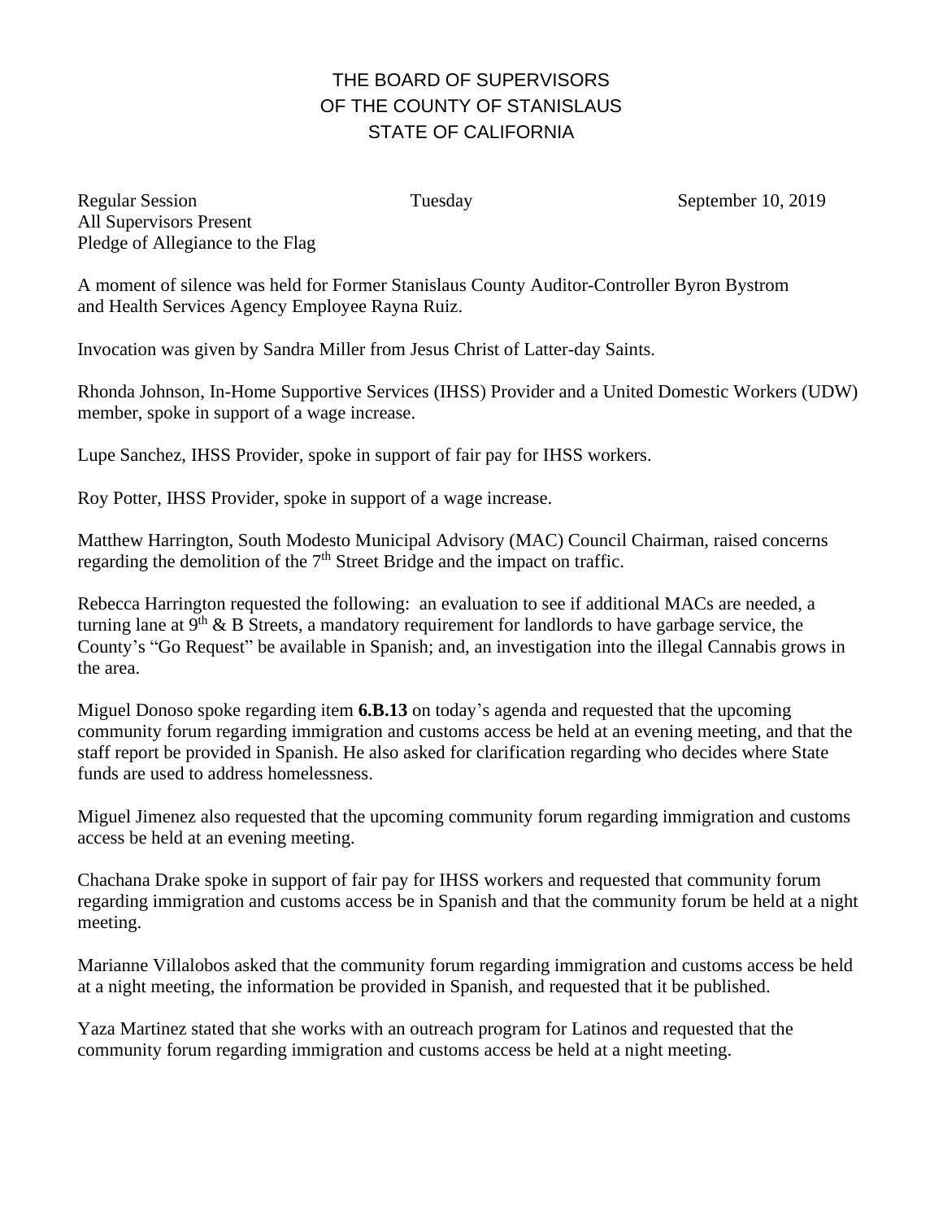# THE BOARD OF SUPERVISORS
# OF THE COUNTY OF STANISLAUS
# STATE OF CALIFORNIA

Regular Session Tuesday September 10, 2019
All Supervisors Present
Pledge of Allegiance to the Flag

A moment of silence was held for Former Stanislaus County Auditor-Controller Byron Bystrom and Health Services Agency Employee Rayna Ruiz.

Invocation was given by Sandra Miller from Jesus Christ of Latter-day Saints.

Rhonda Johnson, In-Home Supportive Services (IHSS) Provider and a United Domestic Workers (UDW) member, spoke in support of a wage increase.

Lupe Sanchez, IHSS Provider, spoke in support of fair pay for IHSS workers.

Roy Potter, IHSS Provider, spoke in support of a wage increase.

Matthew Harrington, South Modesto Municipal Advisory (MAC) Council Chairman, raised concerns regarding the demolition of the 7th Street Bridge and the impact on traffic.

Rebecca Harrington requested the following: an evaluation to see if additional MACs are needed, a turning lane at 9th & B Streets, a mandatory requirement for landlords to have garbage service, the County's "Go Request" be available in Spanish; and, an investigation into the illegal Cannabis grows in the area.

Miguel Donoso spoke regarding item **6.B.13** on today's agenda and requested that the upcoming community forum regarding immigration and customs access be held at an evening meeting, and that the staff report be provided in Spanish. He also asked for clarification regarding who decides where State funds are used to address homelessness.

Miguel Jimenez also requested that the upcoming community forum regarding immigration and customs access be held at an evening meeting.

Chachana Drake spoke in support of fair pay for IHSS workers and requested that community forum regarding immigration and customs access be in Spanish and that the community forum be held at a night meeting.

Marianne Villalobos asked that the community forum regarding immigration and customs access be held at a night meeting, the information be provided in Spanish, and requested that it be published.

Yaza Martinez stated that she works with an outreach program for Latinos and requested that the community forum regarding immigration and customs access be held at a night meeting.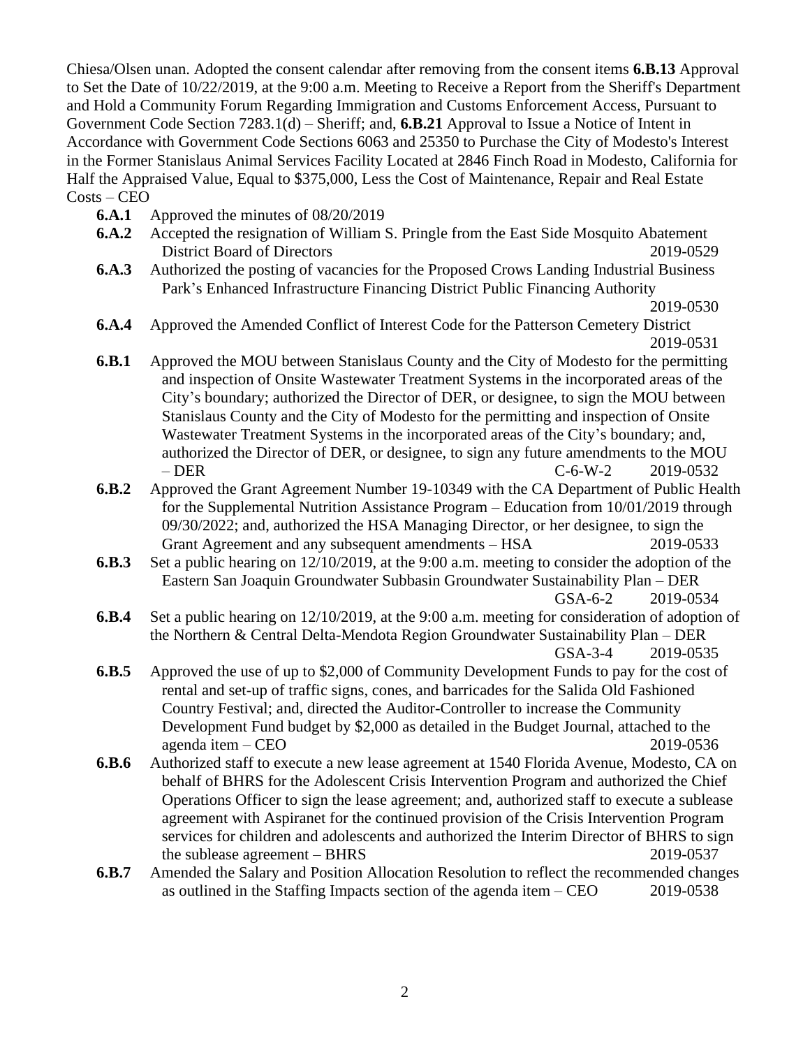Chiesa/Olsen unan. Adopted the consent calendar after removing from the consent items **6.B.13** Approval to Set the Date of 10/22/2019, at the 9:00 a.m. Meeting to Receive a Report from the Sheriff's Department and Hold a Community Forum Regarding Immigration and Customs Enforcement Access, Pursuant to Government Code Section 7283.1(d) – Sheriff; and, **6.B.21** Approval to Issue a Notice of Intent in Accordance with Government Code Sections 6063 and 25350 to Purchase the City of Modesto's Interest in the Former Stanislaus Animal Services Facility Located at 2846 Finch Road in Modesto, California for Half the Appraised Value, Equal to $375,000, Less the Cost of Maintenance, Repair and Real Estate Costs – CEO

- **6.A.1** Approved the minutes of 08/20/2019
- **6.A.2** Accepted the resignation of William S. Pringle from the East Side Mosquito Abatement District Board of Directors 2019-0529
- **6.A.3** Authorized the posting of vacancies for the Proposed Crows Landing Industrial Business Park's Enhanced Infrastructure Financing District Public Financing Authority 2019-0530
- **6.A.4** Approved the Amended Conflict of Interest Code for the Patterson Cemetery District 2019-0531
- **6.B.1** Approved the MOU between Stanislaus County and the City of Modesto for the permitting and inspection of Onsite Wastewater Treatment Systems in the incorporated areas of the City's boundary; authorized the Director of DER, or designee, to sign the MOU between Stanislaus County and the City of Modesto for the permitting and inspection of Onsite Wastewater Treatment Systems in the incorporated areas of the City's boundary; and, authorized the Director of DER, or designee, to sign any future amendments to the MOU – DER C-6-W-2 2019-0532
- **6.B.2** Approved the Grant Agreement Number 19-10349 with the CA Department of Public Health for the Supplemental Nutrition Assistance Program – Education from 10/01/2019 through 09/30/2022; and, authorized the HSA Managing Director, or her designee, to sign the Grant Agreement and any subsequent amendments – HSA 2019-0533
- **6.B.3** Set a public hearing on 12/10/2019, at the 9:00 a.m. meeting to consider the adoption of the Eastern San Joaquin Groundwater Subbasin Groundwater Sustainability Plan – DER GSA-6-2 2019-0534
- **6.B.4** Set a public hearing on 12/10/2019, at the 9:00 a.m. meeting for consideration of adoption of the Northern & Central Delta-Mendota Region Groundwater Sustainability Plan – DER GSA-3-4 2019-0535
- **6.B.5** Approved the use of up to $2,000 of Community Development Funds to pay for the cost of rental and set-up of traffic signs, cones, and barricades for the Salida Old Fashioned Country Festival; and, directed the Auditor-Controller to increase the Community Development Fund budget by $2,000 as detailed in the Budget Journal, attached to the agenda item – CEO 2019-0536
- **6.B.6** Authorized staff to execute a new lease agreement at 1540 Florida Avenue, Modesto, CA on behalf of BHRS for the Adolescent Crisis Intervention Program and authorized the Chief Operations Officer to sign the lease agreement; and, authorized staff to execute a sublease agreement with Aspiranet for the continued provision of the Crisis Intervention Program services for children and adolescents and authorized the Interim Director of BHRS to sign the sublease agreement – BHRS 2019-0537
- **6.B.7** Amended the Salary and Position Allocation Resolution to reflect the recommended changes as outlined in the Staffing Impacts section of the agenda item – CEO 2019-0538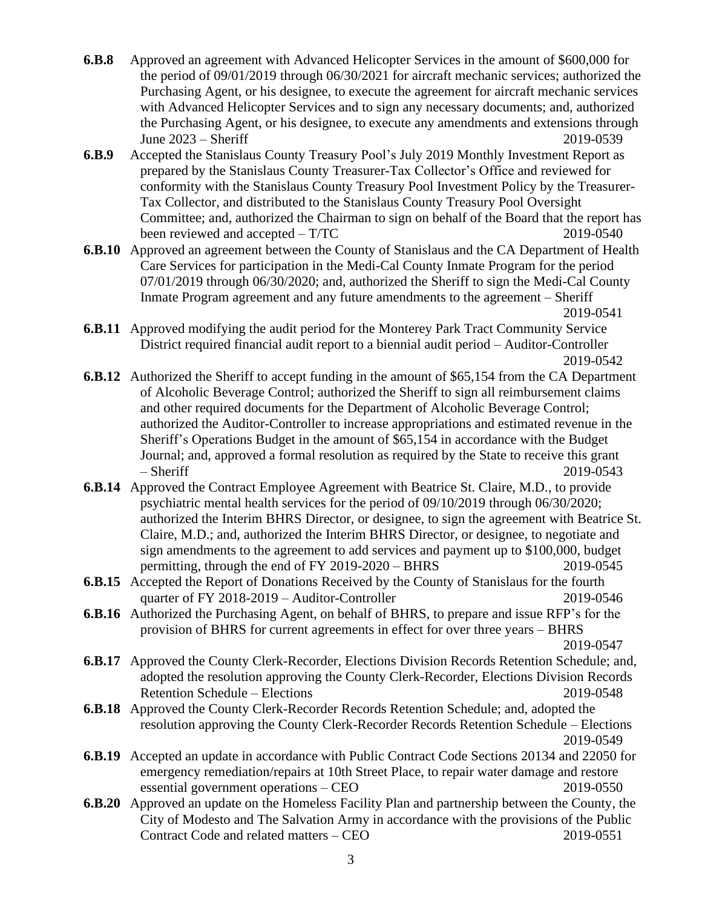**6.B.8** Approved an agreement with Advanced Helicopter Services in the amount of $600,000 for the period of 09/01/2019 through 06/30/2021 for aircraft mechanic services; authorized the Purchasing Agent, or his designee, to execute the agreement for aircraft mechanic services with Advanced Helicopter Services and to sign any necessary documents; and, authorized the Purchasing Agent, or his designee, to execute any amendments and extensions through June 2023 – Sheriff 2019-0539

**6.B.9** Accepted the Stanislaus County Treasury Pool's July 2019 Monthly Investment Report as prepared by the Stanislaus County Treasurer-Tax Collector's Office and reviewed for conformity with the Stanislaus County Treasury Pool Investment Policy by the Treasurer-Tax Collector, and distributed to the Stanislaus County Treasury Pool Oversight Committee; and, authorized the Chairman to sign on behalf of the Board that the report has been reviewed and accepted – T/TC 2019-0540

**6.B.10** Approved an agreement between the County of Stanislaus and the CA Department of Health Care Services for participation in the Medi-Cal County Inmate Program for the period 07/01/2019 through 06/30/2020; and, authorized the Sheriff to sign the Medi-Cal County Inmate Program agreement and any future amendments to the agreement – Sheriff 2019-0541

**6.B.11** Approved modifying the audit period for the Monterey Park Tract Community Service District required financial audit report to a biennial audit period – Auditor-Controller 2019-0542

**6.B.12** Authorized the Sheriff to accept funding in the amount of $65,154 from the CA Department of Alcoholic Beverage Control; authorized the Sheriff to sign all reimbursement claims and other required documents for the Department of Alcoholic Beverage Control; authorized the Auditor-Controller to increase appropriations and estimated revenue in the Sheriff's Operations Budget in the amount of $65,154 in accordance with the Budget Journal; and, approved a formal resolution as required by the State to receive this grant – Sheriff 2019-0543

**6.B.14** Approved the Contract Employee Agreement with Beatrice St. Claire, M.D., to provide psychiatric mental health services for the period of 09/10/2019 through 06/30/2020; authorized the Interim BHRS Director, or designee, to sign the agreement with Beatrice St. Claire, M.D.; and, authorized the Interim BHRS Director, or designee, to negotiate and sign amendments to the agreement to add services and payment up to $100,000, budget permitting, through the end of FY 2019-2020 – BHRS 2019-0545

**6.B.15** Accepted the Report of Donations Received by the County of Stanislaus for the fourth quarter of FY 2018-2019 – Auditor-Controller 2019-0546

**6.B.16** Authorized the Purchasing Agent, on behalf of BHRS, to prepare and issue RFP's for the provision of BHRS for current agreements in effect for over three years – BHRS 2019-0547

**6.B.17** Approved the County Clerk-Recorder, Elections Division Records Retention Schedule; and, adopted the resolution approving the County Clerk-Recorder, Elections Division Records Retention Schedule – Elections 2019-0548

**6.B.18** Approved the County Clerk-Recorder Records Retention Schedule; and, adopted the resolution approving the County Clerk-Recorder Records Retention Schedule – Elections 2019-0549

**6.B.19** Accepted an update in accordance with Public Contract Code Sections 20134 and 22050 for emergency remediation/repairs at 10th Street Place, to repair water damage and restore essential government operations – CEO 2019-0550

**6.B.20** Approved an update on the Homeless Facility Plan and partnership between the County, the City of Modesto and The Salvation Army in accordance with the provisions of the Public Contract Code and related matters – CEO 2019-0551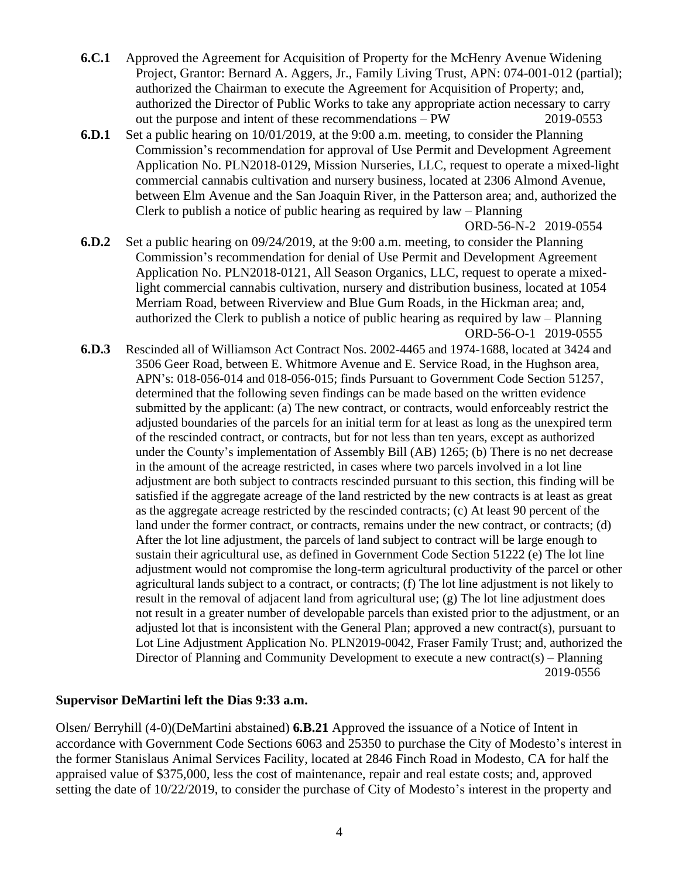**6.C.1** Approved the Agreement for Acquisition of Property for the McHenry Avenue Widening Project, Grantor: Bernard A. Aggers, Jr., Family Living Trust, APN: 074-001-012 (partial); authorized the Chairman to execute the Agreement for Acquisition of Property; and, authorized the Director of Public Works to take any appropriate action necessary to carry out the purpose and intent of these recommendations – PW 2019-0553

**6.D.1** Set a public hearing on 10/01/2019, at the 9:00 a.m. meeting, to consider the Planning Commission's recommendation for approval of Use Permit and Development Agreement Application No. PLN2018-0129, Mission Nurseries, LLC, request to operate a mixed-light commercial cannabis cultivation and nursery business, located at 2306 Almond Avenue, between Elm Avenue and the San Joaquin River, in the Patterson area; and, authorized the Clerk to publish a notice of public hearing as required by law – Planning ORD-56-N-2 2019-0554

**6.D.2** Set a public hearing on 09/24/2019, at the 9:00 a.m. meeting, to consider the Planning Commission's recommendation for denial of Use Permit and Development Agreement Application No. PLN2018-0121, All Season Organics, LLC, request to operate a mixed-light commercial cannabis cultivation, nursery and distribution business, located at 1054 Merriam Road, between Riverview and Blue Gum Roads, in the Hickman area; and, authorized the Clerk to publish a notice of public hearing as required by law – Planning ORD-56-O-1 2019-0555

**6.D.3** Rescinded all of Williamson Act Contract Nos. 2002-4465 and 1974-1688, located at 3424 and 3506 Geer Road, between E. Whitmore Avenue and E. Service Road, in the Hughson area, APN's: 018-056-014 and 018-056-015; finds Pursuant to Government Code Section 51257, determined that the following seven findings can be made based on the written evidence submitted by the applicant: (a) The new contract, or contracts, would enforceably restrict the adjusted boundaries of the parcels for an initial term for at least as long as the unexpired term of the rescinded contract, or contracts, but for not less than ten years, except as authorized under the County's implementation of Assembly Bill (AB) 1265; (b) There is no net decrease in the amount of the acreage restricted, in cases where two parcels involved in a lot line adjustment are both subject to contracts rescinded pursuant to this section, this finding will be satisfied if the aggregate acreage of the land restricted by the new contracts is at least as great as the aggregate acreage restricted by the rescinded contracts; (c) At least 90 percent of the land under the former contract, or contracts, remains under the new contract, or contracts; (d) After the lot line adjustment, the parcels of land subject to contract will be large enough to sustain their agricultural use, as defined in Government Code Section 51222 (e) The lot line adjustment would not compromise the long-term agricultural productivity of the parcel or other agricultural lands subject to a contract, or contracts; (f) The lot line adjustment is not likely to result in the removal of adjacent land from agricultural use; (g) The lot line adjustment does not result in a greater number of developable parcels than existed prior to the adjustment, or an adjusted lot that is inconsistent with the General Plan; approved a new contract(s), pursuant to Lot Line Adjustment Application No. PLN2019-0042, Fraser Family Trust; and, authorized the Director of Planning and Community Development to execute a new contract(s) – Planning 2019-0556

**Supervisor DeMartini left the Dias 9:33 a.m.**

Olsen/ Berryhill (4-0)(DeMartini abstained) **6.B.21** Approved the issuance of a Notice of Intent in accordance with Government Code Sections 6063 and 25350 to purchase the City of Modesto's interest in the former Stanislaus Animal Services Facility, located at 2846 Finch Road in Modesto, CA for half the appraised value of $375,000, less the cost of maintenance, repair and real estate costs; and, approved setting the date of 10/22/2019, to consider the purchase of City of Modesto's interest in the property and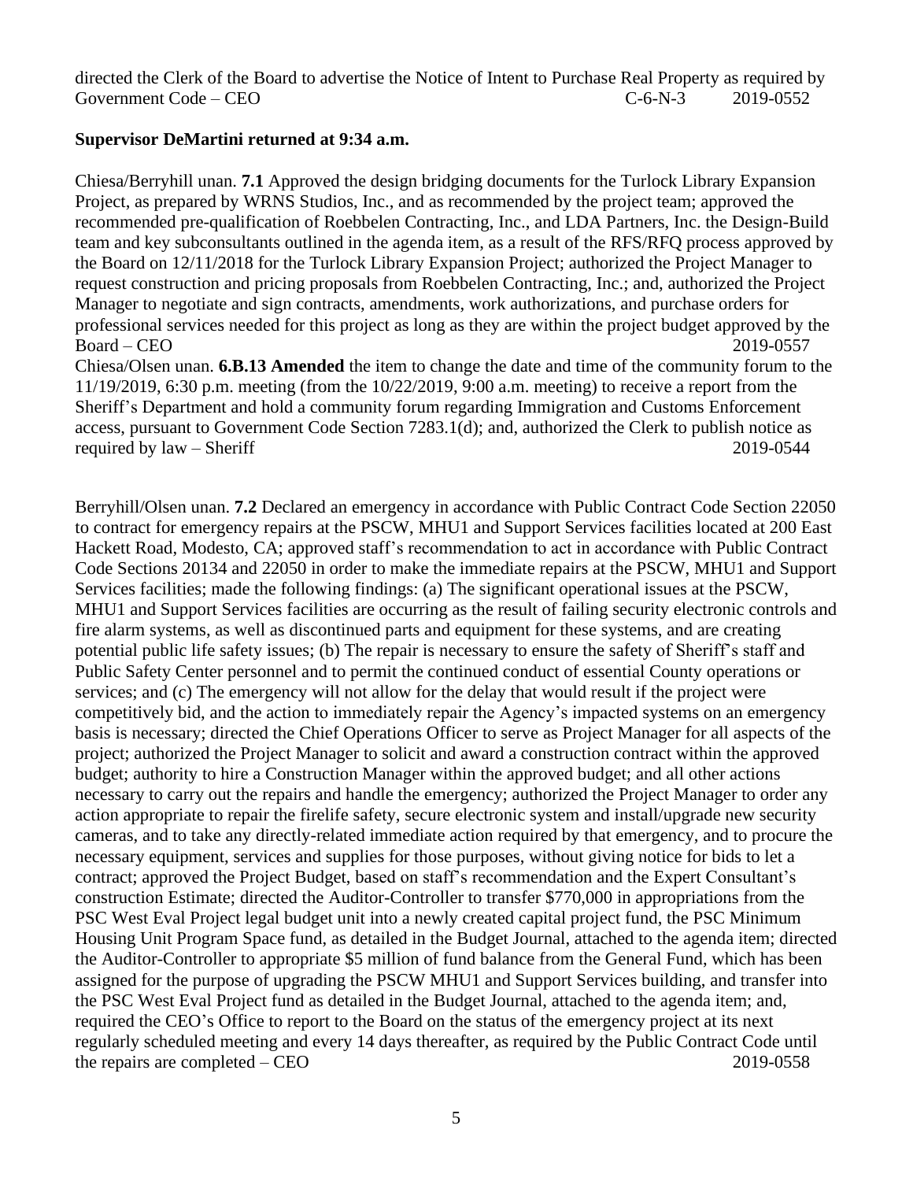directed the Clerk of the Board to advertise the Notice of Intent to Purchase Real Property as required by Government Code – CEO C-6-N-3 2019-0552

**Supervisor DeMartini returned at 9:34 a.m.**

Chiesa/Berryhill unan. **7.1** Approved the design bridging documents for the Turlock Library Expansion Project, as prepared by WRNS Studios, Inc., and as recommended by the project team; approved the recommended pre-qualification of Roebbelen Contracting, Inc., and LDA Partners, Inc. the Design-Build team and key subconsultants outlined in the agenda item, as a result of the RFS/RFQ process approved by the Board on 12/11/2018 for the Turlock Library Expansion Project; authorized the Project Manager to request construction and pricing proposals from Roebbelen Contracting, Inc.; and, authorized the Project Manager to negotiate and sign contracts, amendments, work authorizations, and purchase orders for professional services needed for this project as long as they are within the project budget approved by the Board – CEO 2019-0557

Chiesa/Olsen unan. **6.B.13 Amended** the item to change the date and time of the community forum to the 11/19/2019, 6:30 p.m. meeting (from the 10/22/2019, 9:00 a.m. meeting) to receive a report from the Sheriff's Department and hold a community forum regarding Immigration and Customs Enforcement access, pursuant to Government Code Section 7283.1(d); and, authorized the Clerk to publish notice as required by law – Sheriff 2019-0544

Berryhill/Olsen unan. **7.2** Declared an emergency in accordance with Public Contract Code Section 22050 to contract for emergency repairs at the PSCW, MHU1 and Support Services facilities located at 200 East Hackett Road, Modesto, CA; approved staff's recommendation to act in accordance with Public Contract Code Sections 20134 and 22050 in order to make the immediate repairs at the PSCW, MHU1 and Support Services facilities; made the following findings: (a) The significant operational issues at the PSCW, MHU1 and Support Services facilities are occurring as the result of failing security electronic controls and fire alarm systems, as well as discontinued parts and equipment for these systems, and are creating potential public life safety issues; (b) The repair is necessary to ensure the safety of Sheriff's staff and Public Safety Center personnel and to permit the continued conduct of essential County operations or services; and (c) The emergency will not allow for the delay that would result if the project were competitively bid, and the action to immediately repair the Agency's impacted systems on an emergency basis is necessary; directed the Chief Operations Officer to serve as Project Manager for all aspects of the project; authorized the Project Manager to solicit and award a construction contract within the approved budget; authority to hire a Construction Manager within the approved budget; and all other actions necessary to carry out the repairs and handle the emergency; authorized the Project Manager to order any action appropriate to repair the firelife safety, secure electronic system and install/upgrade new security cameras, and to take any directly-related immediate action required by that emergency, and to procure the necessary equipment, services and supplies for those purposes, without giving notice for bids to let a contract; approved the Project Budget, based on staff's recommendation and the Expert Consultant's construction Estimate; directed the Auditor-Controller to transfer $770,000 in appropriations from the PSC West Eval Project legal budget unit into a newly created capital project fund, the PSC Minimum Housing Unit Program Space fund, as detailed in the Budget Journal, attached to the agenda item; directed the Auditor-Controller to appropriate $5 million of fund balance from the General Fund, which has been assigned for the purpose of upgrading the PSCW MHU1 and Support Services building, and transfer into the PSC West Eval Project fund as detailed in the Budget Journal, attached to the agenda item; and, required the CEO's Office to report to the Board on the status of the emergency project at its next regularly scheduled meeting and every 14 days thereafter, as required by the Public Contract Code until the repairs are completed – CEO 2019-0558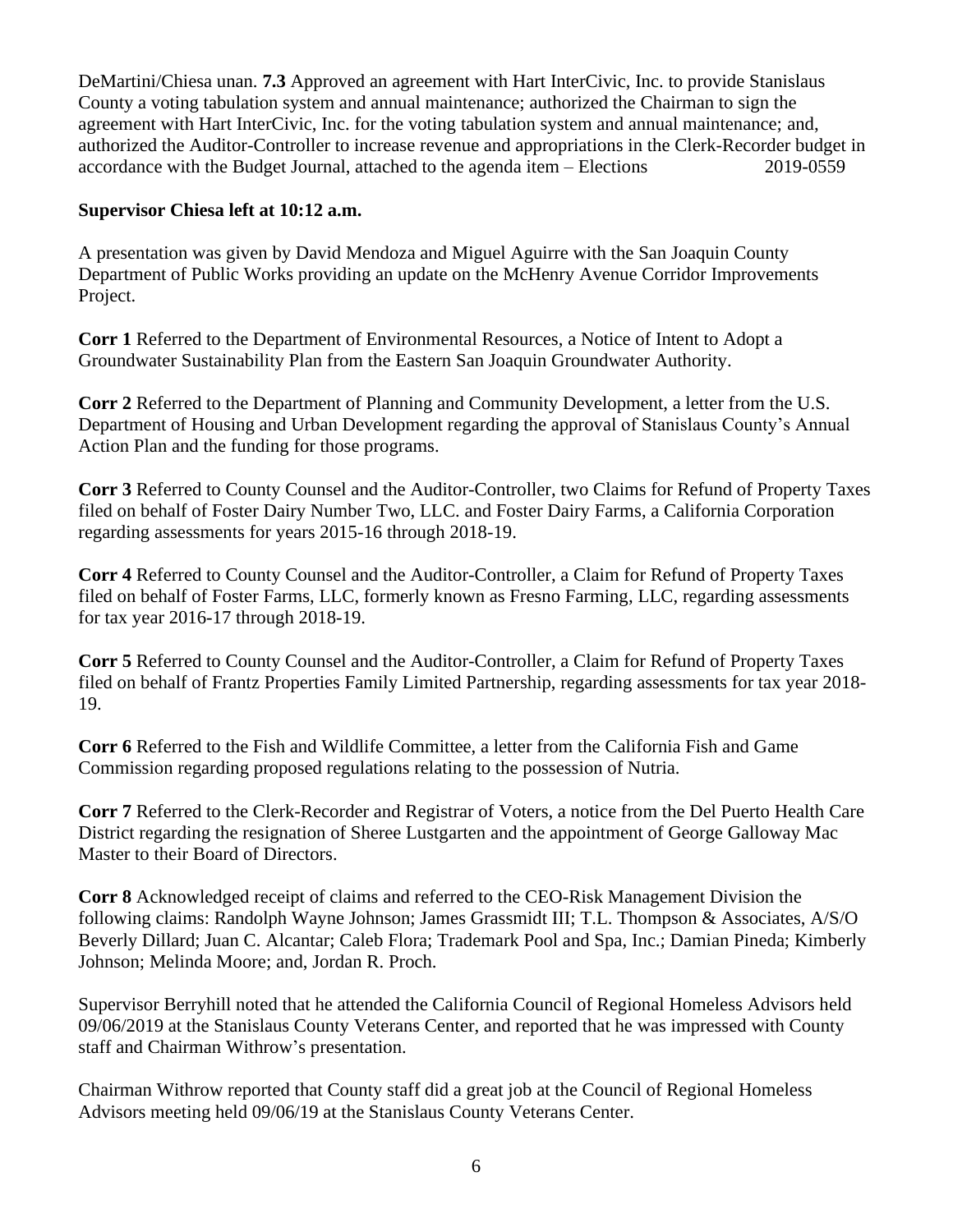DeMartini/Chiesa unan. **7.3** Approved an agreement with Hart InterCivic, Inc. to provide Stanislaus County a voting tabulation system and annual maintenance; authorized the Chairman to sign the agreement with Hart InterCivic, Inc. for the voting tabulation system and annual maintenance; and, authorized the Auditor-Controller to increase revenue and appropriations in the Clerk-Recorder budget in accordance with the Budget Journal, attached to the agenda item – Elections 2019-0559

**Supervisor Chiesa left at 10:12 a.m.**

A presentation was given by David Mendoza and Miguel Aguirre with the San Joaquin County Department of Public Works providing an update on the McHenry Avenue Corridor Improvements Project.

**Corr 1** Referred to the Department of Environmental Resources, a Notice of Intent to Adopt a Groundwater Sustainability Plan from the Eastern San Joaquin Groundwater Authority.

**Corr 2** Referred to the Department of Planning and Community Development, a letter from the U.S. Department of Housing and Urban Development regarding the approval of Stanislaus County's Annual Action Plan and the funding for those programs.

**Corr 3** Referred to County Counsel and the Auditor-Controller, two Claims for Refund of Property Taxes filed on behalf of Foster Dairy Number Two, LLC. and Foster Dairy Farms, a California Corporation regarding assessments for years 2015-16 through 2018-19.

**Corr 4** Referred to County Counsel and the Auditor-Controller, a Claim for Refund of Property Taxes filed on behalf of Foster Farms, LLC, formerly known as Fresno Farming, LLC, regarding assessments for tax year 2016-17 through 2018-19.

**Corr 5** Referred to County Counsel and the Auditor-Controller, a Claim for Refund of Property Taxes filed on behalf of Frantz Properties Family Limited Partnership, regarding assessments for tax year 2018-19.

**Corr 6** Referred to the Fish and Wildlife Committee, a letter from the California Fish and Game Commission regarding proposed regulations relating to the possession of Nutria.

**Corr 7** Referred to the Clerk-Recorder and Registrar of Voters, a notice from the Del Puerto Health Care District regarding the resignation of Sheree Lustgarten and the appointment of George Galloway Mac Master to their Board of Directors.

**Corr 8** Acknowledged receipt of claims and referred to the CEO-Risk Management Division the following claims: Randolph Wayne Johnson; James Grassmidt III; T.L. Thompson & Associates, A/S/O Beverly Dillard; Juan C. Alcantar; Caleb Flora; Trademark Pool and Spa, Inc.; Damian Pineda; Kimberly Johnson; Melinda Moore; and, Jordan R. Proch.

Supervisor Berryhill noted that he attended the California Council of Regional Homeless Advisors held 09/06/2019 at the Stanislaus County Veterans Center, and reported that he was impressed with County staff and Chairman Withrow's presentation.

Chairman Withrow reported that County staff did a great job at the Council of Regional Homeless Advisors meeting held 09/06/19 at the Stanislaus County Veterans Center.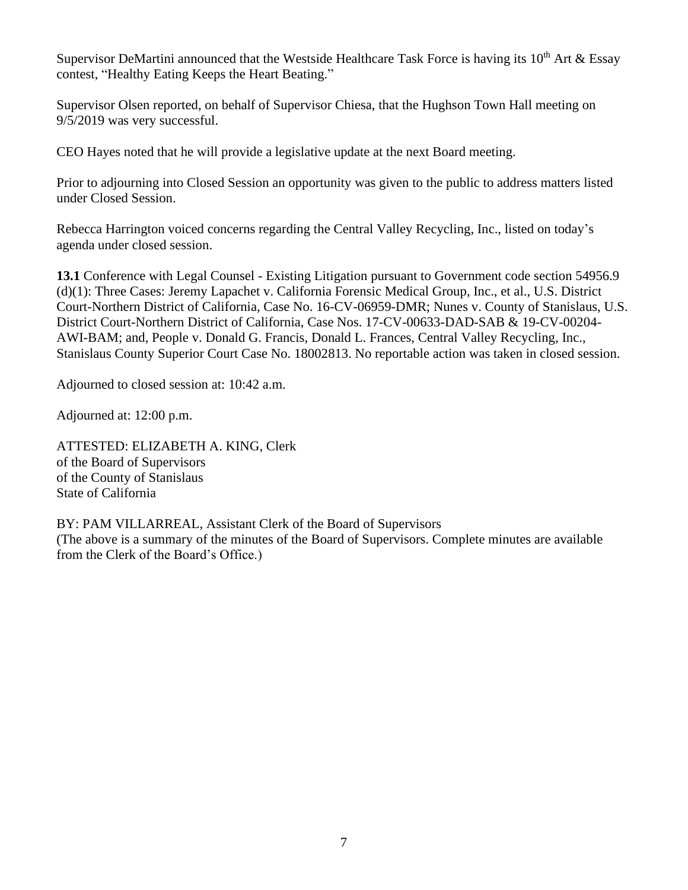Supervisor DeMartini announced that the Westside Healthcare Task Force is having its 10th Art & Essay contest, "Healthy Eating Keeps the Heart Beating."

Supervisor Olsen reported, on behalf of Supervisor Chiesa, that the Hughson Town Hall meeting on 9/5/2019 was very successful.

CEO Hayes noted that he will provide a legislative update at the next Board meeting.

Prior to adjourning into Closed Session an opportunity was given to the public to address matters listed under Closed Session.

Rebecca Harrington voiced concerns regarding the Central Valley Recycling, Inc., listed on today's agenda under closed session.

**13.1** Conference with Legal Counsel - Existing Litigation pursuant to Government code section 54956.9 (d)(1): Three Cases: Jeremy Lapachet v. California Forensic Medical Group, Inc., et al., U.S. District Court-Northern District of California, Case No. 16-CV-06959-DMR; Nunes v. County of Stanislaus, U.S. District Court-Northern District of California, Case Nos. 17-CV-00633-DAD-SAB & 19-CV-00204-AWI-BAM; and, People v. Donald G. Francis, Donald L. Frances, Central Valley Recycling, Inc., Stanislaus County Superior Court Case No. 18002813. No reportable action was taken in closed session.

Adjourned to closed session at: 10:42 a.m.

Adjourned at: 12:00 p.m.

ATTESTED: ELIZABETH A. KING, Clerk
of the Board of Supervisors
of the County of Stanislaus
State of California

BY: PAM VILLARREAL, Assistant Clerk of the Board of Supervisors
(The above is a summary of the minutes of the Board of Supervisors. Complete minutes are available from the Clerk of the Board's Office.)